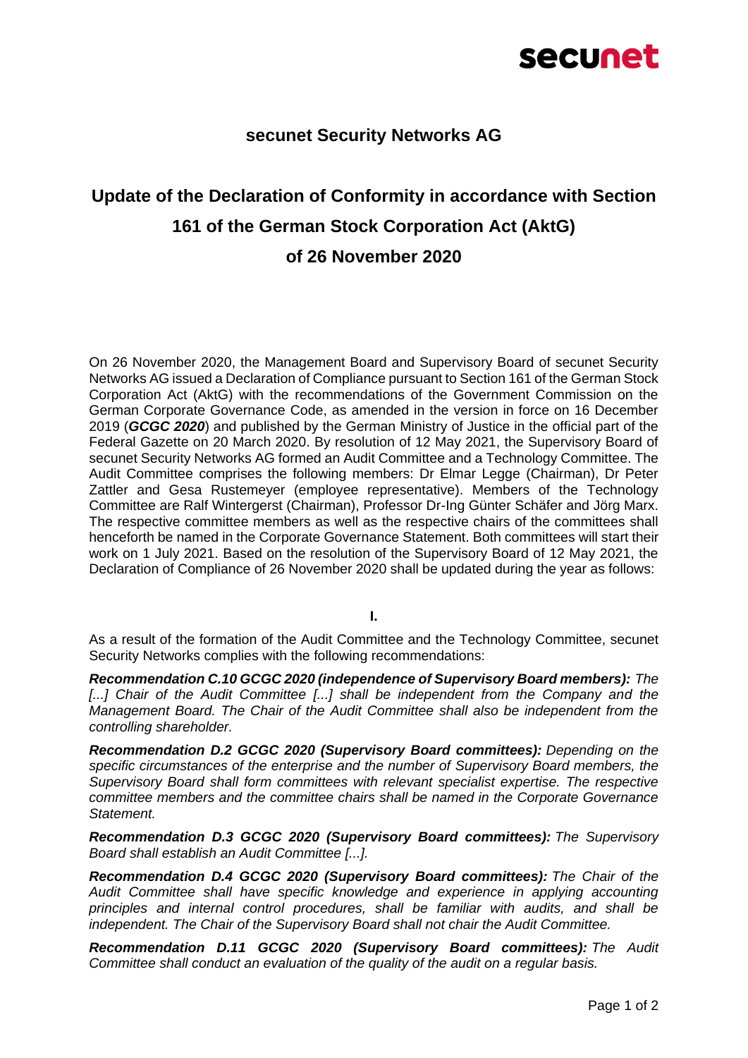# secunet Security Networks AG

## Update of the Declaration of Conformity in accordance with Section 161 of the German Stock Corporation Act (AktG) of 26 November 2020

On 26 November 2020, the Management Board and Supervisory Board of secunet Security Networks AG issued a Declaration of Compliance pursuant to Section 161 of the German Stock Corporation Act (AktG) with the recommendations of the Government Commission on the German Corporate Governance Code, as amended in the version in force on 16 December 2019 (***GCGC 2020***) and published by the German Ministry of Justice in the official part of the Federal Gazette on 20 March 2020. By resolution of 12 May 2021, the Supervisory Board of secunet Security Networks AG formed an Audit Committee and a Technology Committee. The Audit Committee comprises the following members: Dr Elmar Legge (Chairman), Dr Peter Zattler and Gesa Rustemeyer (employee representative). Members of the Technology Committee are Ralf Wintergerst (Chairman), Professor Dr-Ing Günter Schäfer and Jörg Marx. The respective committee members as well as the respective chairs of the committees shall henceforth be named in the Corporate Governance Statement. Both committees will start their work on 1 July 2021. Based on the resolution of the Supervisory Board of 12 May 2021, the Declaration of Compliance of 26 November 2020 shall be updated during the year as follows:

**I.**

As a result of the formation of the Audit Committee and the Technology Committee, secunet Security Networks complies with the following recommendations:

***Recommendation C.10 GCGC 2020 (independence of Supervisory Board members):*** *The [...] Chair of the Audit Committee [...] shall be independent from the Company and the Management Board. The Chair of the Audit Committee shall also be independent from the controlling shareholder.*

***Recommendation D.2 GCGC 2020 (Supervisory Board committees):*** *Depending on the specific circumstances of the enterprise and the number of Supervisory Board members, the Supervisory Board shall form committees with relevant specialist expertise. The respective committee members and the committee chairs shall be named in the Corporate Governance Statement.*

***Recommendation D.3 GCGC 2020 (Supervisory Board committees):*** *The Supervisory Board shall establish an Audit Committee [...].*

***Recommendation D.4 GCGC 2020 (Supervisory Board committees):*** *The Chair of the Audit Committee shall have specific knowledge and experience in applying accounting principles and internal control procedures, shall be familiar with audits, and shall be independent. The Chair of the Supervisory Board shall not chair the Audit Committee.*

***Recommendation D.11 GCGC 2020 (Supervisory Board committees):*** *The Audit Committee shall conduct an evaluation of the quality of the audit on a regular basis.*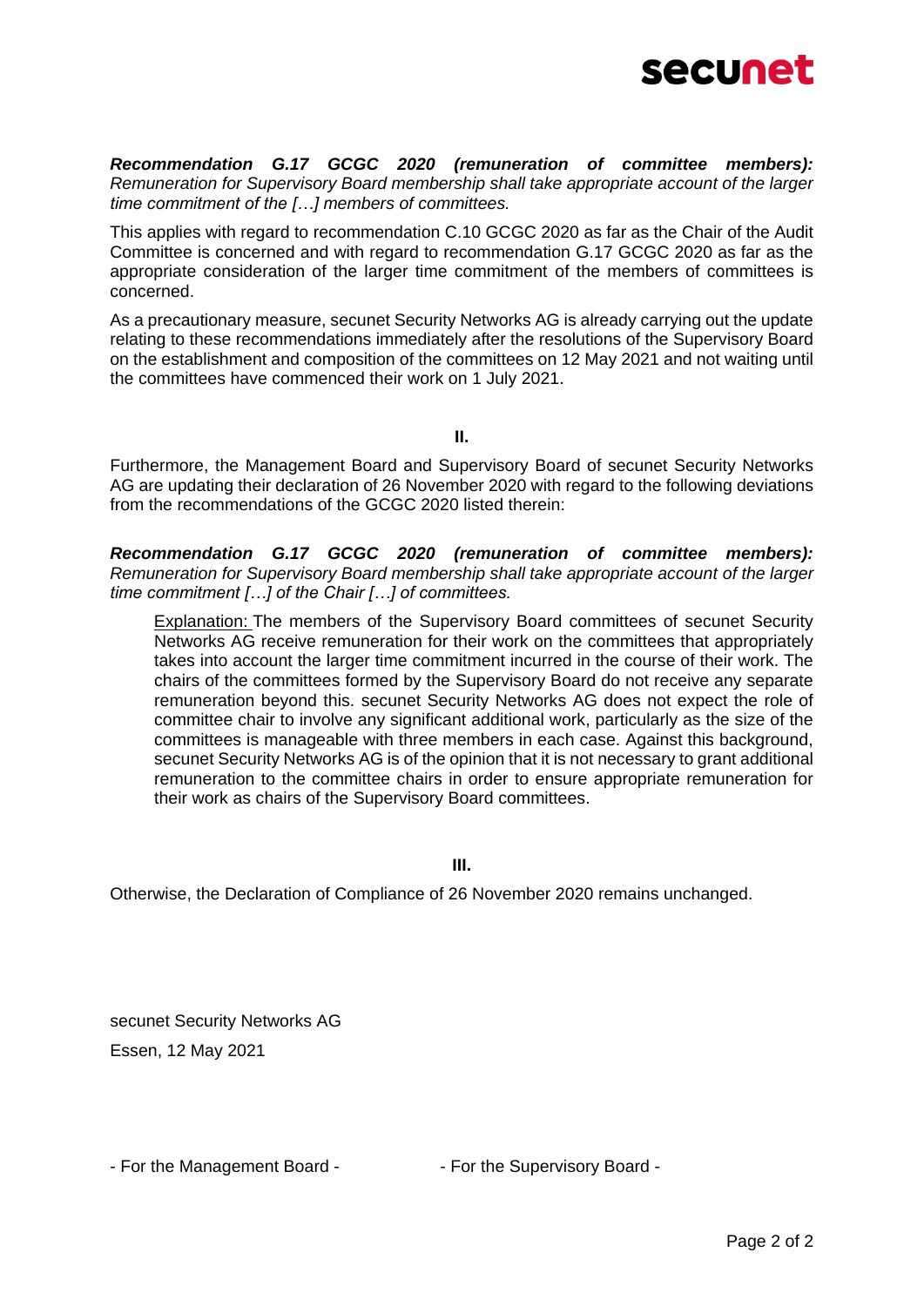***Recommendation G.17 GCGC 2020 (remuneration of committee members):*** *Remuneration for Supervisory Board membership shall take appropriate account of the larger time commitment of the […] members of committees.*

This applies with regard to recommendation C.10 GCGC 2020 as far as the Chair of the Audit Committee is concerned and with regard to recommendation G.17 GCGC 2020 as far as the appropriate consideration of the larger time commitment of the members of committees is concerned.

As a precautionary measure, secunet Security Networks AG is already carrying out the update relating to these recommendations immediately after the resolutions of the Supervisory Board on the establishment and composition of the committees on 12 May 2021 and not waiting until the committees have commenced their work on 1 July 2021.

**II.**

Furthermore, the Management Board and Supervisory Board of secunet Security Networks AG are updating their declaration of 26 November 2020 with regard to the following deviations from the recommendations of the GCGC 2020 listed therein:

***Recommendation G.17 GCGC 2020 (remuneration of committee members):*** *Remuneration for Supervisory Board membership shall take appropriate account of the larger time commitment […] of the Chair […] of committees.*

> <u>Explanation:</u> The members of the Supervisory Board committees of secunet Security Networks AG receive remuneration for their work on the committees that appropriately takes into account the larger time commitment incurred in the course of their work. The chairs of the committees formed by the Supervisory Board do not receive any separate remuneration beyond this. secunet Security Networks AG does not expect the role of committee chair to involve any significant additional work, particularly as the size of the committees is manageable with three members in each case. Against this background, secunet Security Networks AG is of the opinion that it is not necessary to grant additional remuneration to the committee chairs in order to ensure appropriate remuneration for their work as chairs of the Supervisory Board committees.

**III.**

Otherwise, the Declaration of Compliance of 26 November 2020 remains unchanged.

secunet Security Networks AG

Essen, 12 May 2021

- For the Management Board - - For the Supervisory Board -